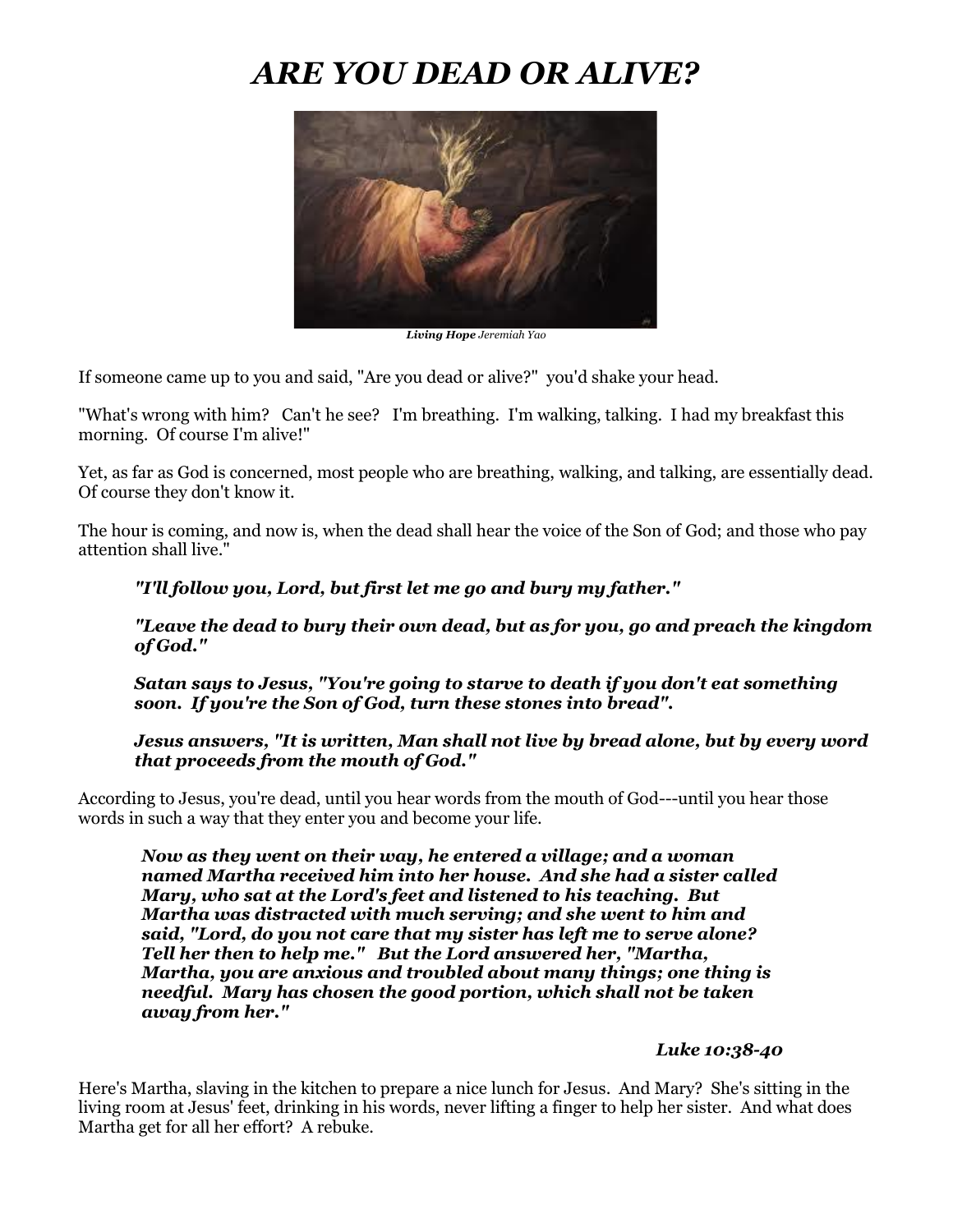# *ARE YOU DEAD OR ALIVE?*

***Living Hope*** *Jeremiah Yao*

If someone came up to you and said, "Are you dead or alive?" you'd shake your head.

"What's wrong with him? Can't he see? I'm breathing. I'm walking, talking. I had my breakfast this morning. Of course I'm alive!"

Yet, as far as God is concerned, most people who are breathing, walking, and talking, are essentially dead. Of course they don't know it.

The hour is coming, and now is, when the dead shall hear the voice of the Son of God; and those who pay attention shall live."

> ***"I'll follow you, Lord, but first let me go and bury my father."***
>
> ***"Leave the dead to bury their own dead, but as for you, go and preach the kingdom of God."***
>
> ***Satan says to Jesus, "You're going to starve to death if you don't eat something soon. If you're the Son of God, turn these stones into bread".***
>
> ***Jesus answers, "It is written, Man shall not live by bread alone, but by every word that proceeds from the mouth of God."***

According to Jesus, you're dead, until you hear words from the mouth of God---until you hear those words in such a way that they enter you and become your life.

> ***Now as they went on their way, he entered a village; and a woman named Martha received him into her house. And she had a sister called Mary, who sat at the Lord's feet and listened to his teaching. But Martha was distracted with much serving; and she went to him and said, "Lord, do you not care that my sister has left me to serve alone? Tell her then to help me." But the Lord answered her, "Martha, Martha, you are anxious and troubled about many things; one thing is needful. Mary has chosen the good portion, which shall not be taken away from her."***
>
> ***Luke 10:38-40***

Here's Martha, slaving in the kitchen to prepare a nice lunch for Jesus. And Mary? She's sitting in the living room at Jesus' feet, drinking in his words, never lifting a finger to help her sister. And what does Martha get for all her effort? A rebuke.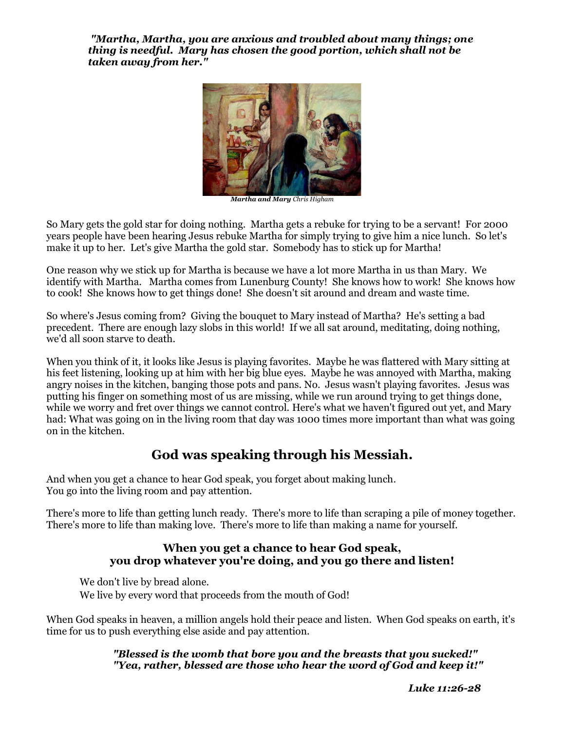*"Martha, Martha, you are anxious and troubled about many things; one thing is needful. Mary has chosen the good portion, which shall not be taken away from her."*

***Martha and Mary*** *Chris Higham*

So Mary gets the gold star for doing nothing. Martha gets a rebuke for trying to be a servant! For 2000 years people have been hearing Jesus rebuke Martha for simply trying to give him a nice lunch. So let's make it up to her. Let's give Martha the gold star. Somebody has to stick up for Martha!

One reason why we stick up for Martha is because we have a lot more Martha in us than Mary. We identify with Martha. Martha comes from Lunenburg County! She knows how to work! She knows how to cook! She knows how to get things done! She doesn't sit around and dream and waste time.

So where's Jesus coming from? Giving the bouquet to Mary instead of Martha? He's setting a bad precedent. There are enough lazy slobs in this world! If we all sat around, meditating, doing nothing, we'd all soon starve to death.

When you think of it, it looks like Jesus is playing favorites. Maybe he was flattered with Mary sitting at his feet listening, looking up at him with her big blue eyes. Maybe he was annoyed with Martha, making angry noises in the kitchen, banging those pots and pans. No. Jesus wasn't playing favorites. Jesus was putting his finger on something most of us are missing, while we run around trying to get things done, while we worry and fret over things we cannot control. Here's what we haven't figured out yet, and Mary had: What was going on in the living room that day was 1000 times more important than what was going on in the kitchen.

## God was speaking through his Messiah.

And when you get a chance to hear God speak, you forget about making lunch.
You go into the living room and pay attention.

There's more to life than getting lunch ready. There's more to life than scraping a pile of money together. There's more to life than making love. There's more to life than making a name for yourself.

### When you get a chance to hear God speak, you drop whatever you're doing, and you go there and listen!

> We don't live by bread alone.
> We live by every word that proceeds from the mouth of God!

When God speaks in heaven, a million angels hold their peace and listen. When God speaks on earth, it's time for us to push everything else aside and pay attention.

***"Blessed is the womb that bore you and the breasts that you sucked!"***
***"Yea, rather, blessed are those who hear the word of God and keep it!"***

***Luke 11:26-28***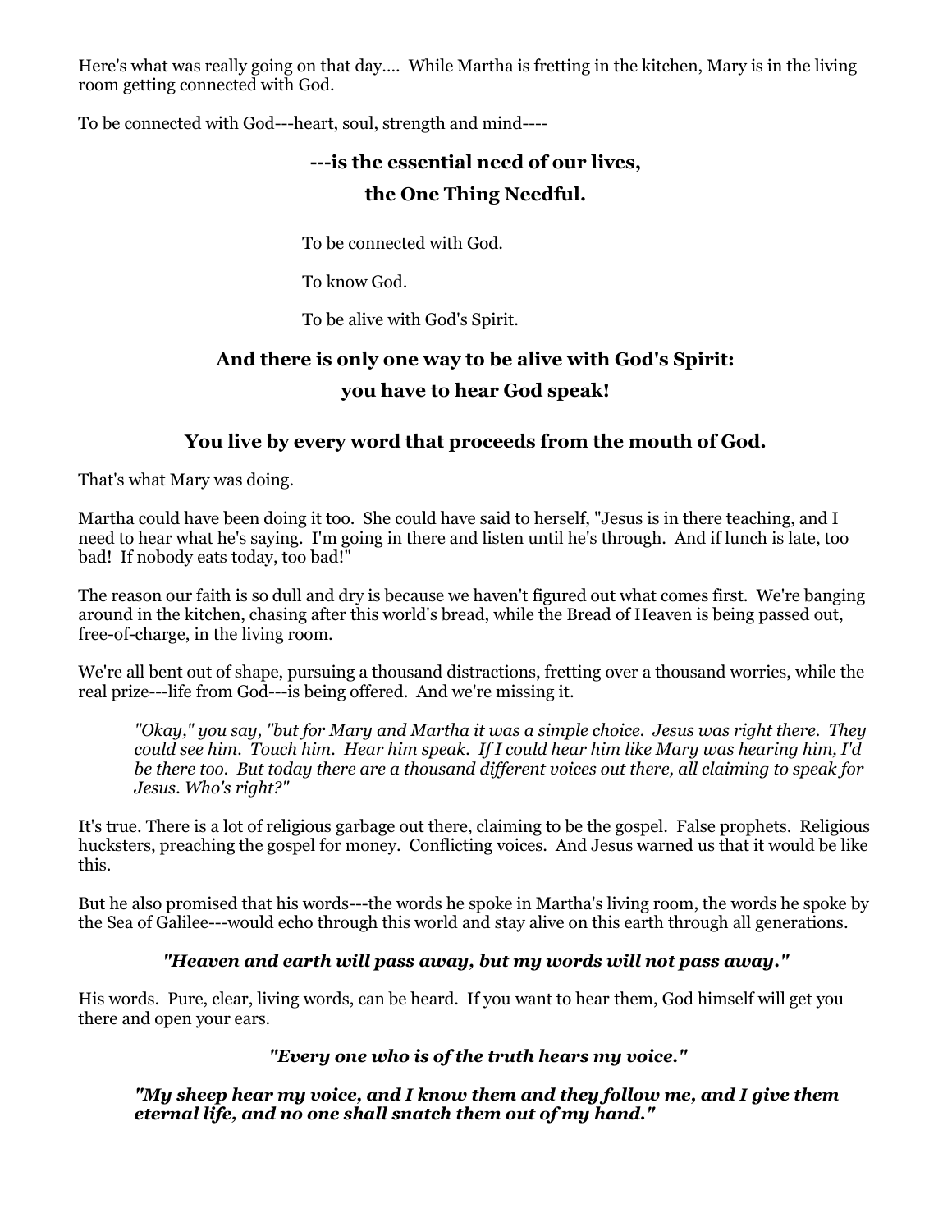Here's what was really going on that day.... While Martha is fretting in the kitchen, Mary is in the living room getting connected with God.

To be connected with God---heart, soul, strength and mind----

**---is the essential need of our lives,**

**the One Thing Needful.**

To be connected with God.

To know God.

To be alive with God's Spirit.

**And there is only one way to be alive with God's Spirit:**

**you have to hear God speak!**

**You live by every word that proceeds from the mouth of God.**

That's what Mary was doing.

Martha could have been doing it too. She could have said to herself, "Jesus is in there teaching, and I need to hear what he's saying. I'm going in there and listen until he's through. And if lunch is late, too bad! If nobody eats today, too bad!"

The reason our faith is so dull and dry is because we haven't figured out what comes first. We're banging around in the kitchen, chasing after this world's bread, while the Bread of Heaven is being passed out, free-of-charge, in the living room.

We're all bent out of shape, pursuing a thousand distractions, fretting over a thousand worries, while the real prize---life from God---is being offered. And we're missing it.

> *"Okay," you say, "but for Mary and Martha it was a simple choice. Jesus was right there. They could see him. Touch him. Hear him speak. If I could hear him like Mary was hearing him, I'd be there too. But today there are a thousand different voices out there, all claiming to speak for Jesus. Who's right?"*

It's true. There is a lot of religious garbage out there, claiming to be the gospel. False prophets. Religious hucksters, preaching the gospel for money. Conflicting voices. And Jesus warned us that it would be like this.

But he also promised that his words---the words he spoke in Martha's living room, the words he spoke by the Sea of Galilee---would echo through this world and stay alive on this earth through all generations.

***"Heaven and earth will pass away, but my words will not pass away."***

His words. Pure, clear, living words, can be heard. If you want to hear them, God himself will get you there and open your ears.

***"Every one who is of the truth hears my voice."***

> ***"My sheep hear my voice, and I know them and they follow me, and I give them eternal life, and no one shall snatch them out of my hand."***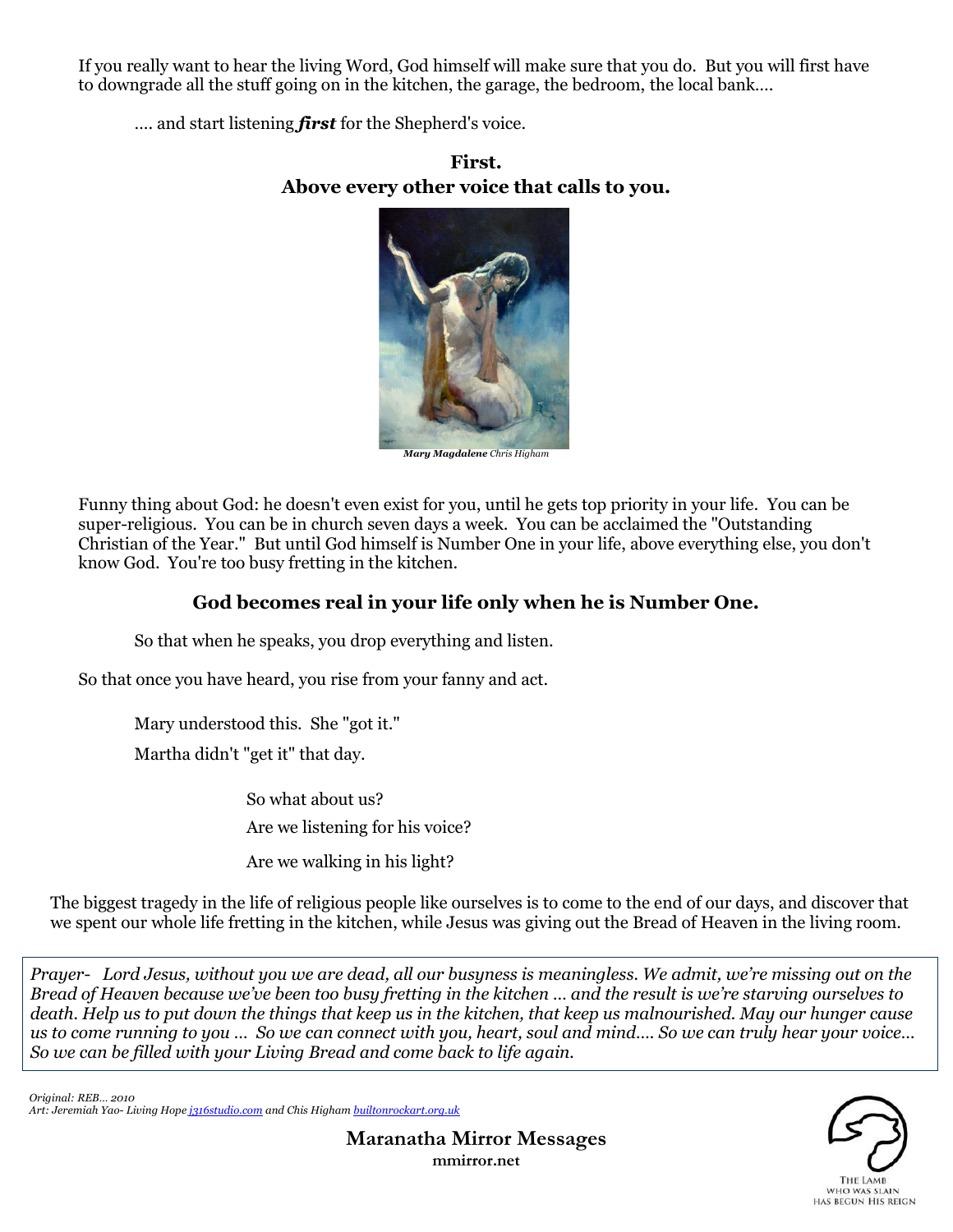If you really want to hear the living Word, God himself will make sure that you do. But you will first have to downgrade all the stuff going on in the kitchen, the garage, the bedroom, the local bank....

.... and start listening ***first*** for the Shepherd's voice.

**First.**
**Above every other voice that calls to you.**

***Mary Magdalene*** *Chris Higham*

Funny thing about God: he doesn't even exist for you, until he gets top priority in your life. You can be super-religious. You can be in church seven days a week. You can be acclaimed the "Outstanding Christian of the Year." But until God himself is Number One in your life, above everything else, you don't know God. You're too busy fretting in the kitchen.

### God becomes real in your life only when he is Number One.

So that when he speaks, you drop everything and listen.

So that once you have heard, you rise from your fanny and act.

Mary understood this. She "got it."

Martha didn't "get it" that day.

So what about us?

Are we listening for his voice?

Are we walking in his light?

The biggest tragedy in the life of religious people like ourselves is to come to the end of our days, and discover that we spent our whole life fretting in the kitchen, while Jesus was giving out the Bread of Heaven in the living room.

*Prayer- Lord Jesus, without you we are dead, all our busyness is meaningless. We admit, we're missing out on the Bread of Heaven because we've been too busy fretting in the kitchen … and the result is we're starving ourselves to death. Help us to put down the things that keep us in the kitchen, that keep us malnourished. May our hunger cause us to come running to you … So we can connect with you, heart, soul and mind.... So we can truly hear your voice… So we can be filled with your Living Bread and come back to life again.*

*Original: REB… 2010*
*Art: Jeremiah Yao- Living Hope j316studio.com and Chis Higham builtonrockart.org.uk*

**Maranatha Mirror Messages**
**mmirror.net**

THE LAMB WHO WAS SLAIN HAS BEGUN HIS REIGN